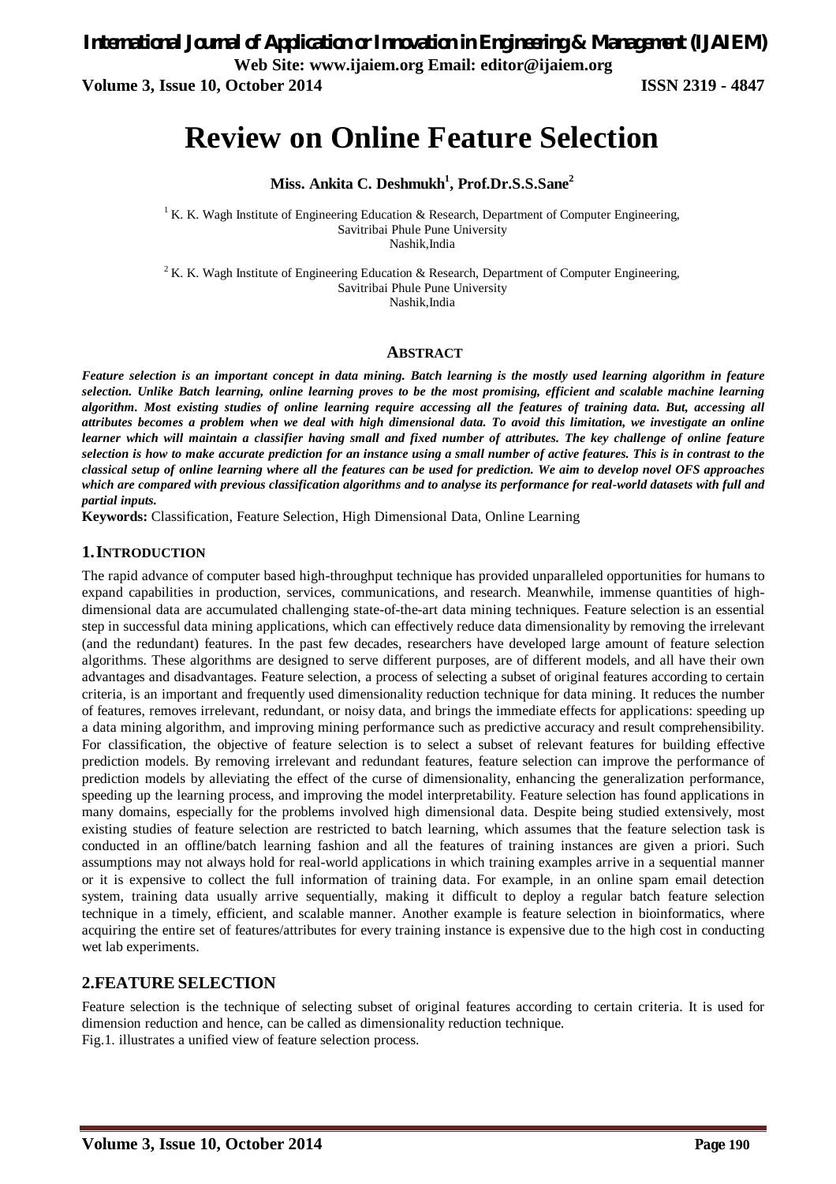# Review on Online Feature Selection

**Miss. Ankita C. Deshmukh[1], Prof.Dr.S.S.Sane[2]**

[1] K. K. Wagh Institute of Engineering Education & Research, Department of Computer Engineering, Savitribai Phule Pune University Nashik,India

[2] K. K. Wagh Institute of Engineering Education & Research, Department of Computer Engineering, Savitribai Phule Pune University Nashik,India

## ABSTRACT

***Feature selection is an important concept in data mining. Batch learning is the mostly used learning algorithm in feature selection. Unlike Batch learning, online learning proves to be the most promising, efficient and scalable machine learning algorithm. Most existing studies of online learning require accessing all the features of training data. But, accessing all attributes becomes a problem when we deal with high dimensional data. To avoid this limitation, we investigate an online learner which will maintain a classifier having small and fixed number of attributes. The key challenge of online feature selection is how to make accurate prediction for an instance using a small number of active features. This is in contrast to the classical setup of online learning where all the features can be used for prediction. We aim to develop novel OFS approaches which are compared with previous classification algorithms and to analyse its performance for real-world datasets with full and partial inputs.***

**Keywords:** Classification, Feature Selection, High Dimensional Data, Online Learning

## 1. INTRODUCTION

The rapid advance of computer based high-throughput technique has provided unparalleled opportunities for humans to expand capabilities in production, services, communications, and research. Meanwhile, immense quantities of high-dimensional data are accumulated challenging state-of-the-art data mining techniques. Feature selection is an essential step in successful data mining applications, which can effectively reduce data dimensionality by removing the irrelevant (and the redundant) features. In the past few decades, researchers have developed large amount of feature selection algorithms. These algorithms are designed to serve different purposes, are of different models, and all have their own advantages and disadvantages. Feature selection, a process of selecting a subset of original features according to certain criteria, is an important and frequently used dimensionality reduction technique for data mining. It reduces the number of features, removes irrelevant, redundant, or noisy data, and brings the immediate effects for applications: speeding up a data mining algorithm, and improving mining performance such as predictive accuracy and result comprehensibility. For classification, the objective of feature selection is to select a subset of relevant features for building effective prediction models. By removing irrelevant and redundant features, feature selection can improve the performance of prediction models by alleviating the effect of the curse of dimensionality, enhancing the generalization performance, speeding up the learning process, and improving the model interpretability. Feature selection has found applications in many domains, especially for the problems involved high dimensional data. Despite being studied extensively, most existing studies of feature selection are restricted to batch learning, which assumes that the feature selection task is conducted in an offline/batch learning fashion and all the features of training instances are given a priori. Such assumptions may not always hold for real-world applications in which training examples arrive in a sequential manner or it is expensive to collect the full information of training data. For example, in an online spam email detection system, training data usually arrive sequentially, making it difficult to deploy a regular batch feature selection technique in a timely, efficient, and scalable manner. Another example is feature selection in bioinformatics, where acquiring the entire set of features/attributes for every training instance is expensive due to the high cost in conducting wet lab experiments.

## 2. FEATURE SELECTION

Feature selection is the technique of selecting subset of original features according to certain criteria. It is used for dimension reduction and hence, can be called as dimensionality reduction technique.

Fig.1. illustrates a unified view of feature selection process.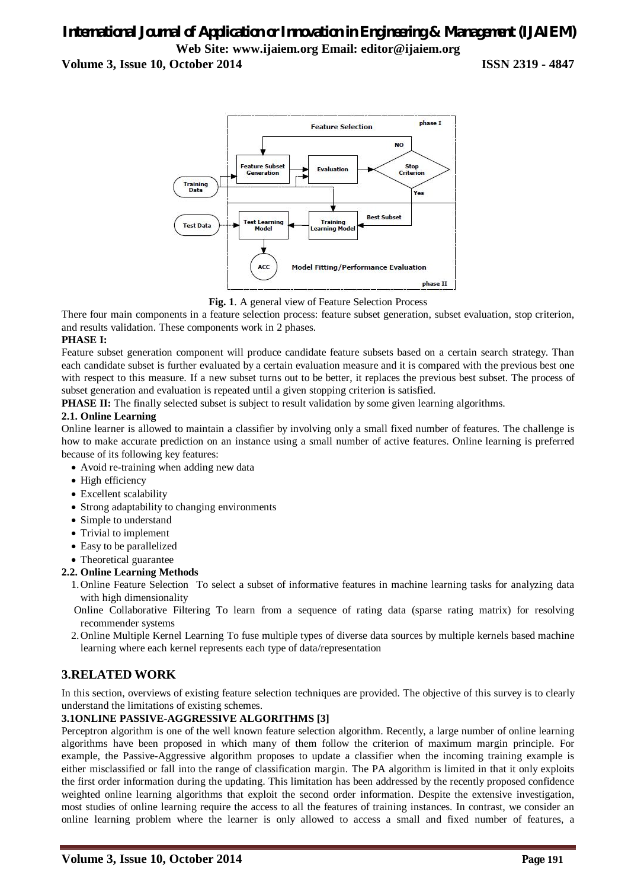Fig. 1. A general view of Feature Selection Process

There four main components in a feature selection process: feature subset generation, subset evaluation, stop criterion, and results validation. These components work in 2 phases.

**PHASE I:**

Feature subset generation component will produce candidate feature subsets based on a certain search strategy. Than each candidate subset is further evaluated by a certain evaluation measure and it is compared with the previous best one with respect to this measure. If a new subset turns out to be better, it replaces the previous best subset. The process of subset generation and evaluation is repeated until a given stopping criterion is satisfied.

**PHASE II:** The finally selected subset is subject to result validation by some given learning algorithms.

### 2.1. Online Learning

Online learner is allowed to maintain a classifier by involving only a small fixed number of features. The challenge is how to make accurate prediction on an instance using a small number of active features. Online learning is preferred because of its following key features:

- Avoid re-training when adding new data
- High efficiency
- Excellent scalability
- Strong adaptability to changing environments
- Simple to understand
- Trivial to implement
- Easy to be parallelized
- Theoretical guarantee

### 2.2. Online Learning Methods

1. Online Feature Selection To select a subset of informative features in machine learning tasks for analyzing data with high dimensionality

   Online Collaborative Filtering To learn from a sequence of rating data (sparse rating matrix) for resolving recommender systems

2. Online Multiple Kernel Learning To fuse multiple types of diverse data sources by multiple kernels based machine learning where each kernel represents each type of data/representation

## 3.RELATED WORK

In this section, overviews of existing feature selection techniques are provided. The objective of this survey is to clearly understand the limitations of existing schemes.

### 3.1ONLINE PASSIVE-AGGRESSIVE ALGORITHMS [3]

Perceptron algorithm is one of the well known feature selection algorithm. Recently, a large number of online learning algorithms have been proposed in which many of them follow the criterion of maximum margin principle. For example, the Passive-Aggressive algorithm proposes to update a classifier when the incoming training example is either misclassified or fall into the range of classification margin. The PA algorithm is limited in that it only exploits the first order information during the updating. This limitation has been addressed by the recently proposed confidence weighted online learning algorithms that exploit the second order information. Despite the extensive investigation, most studies of online learning require the access to all the features of training instances. In contrast, we consider an online learning problem where the learner is only allowed to access a small and fixed number of features, a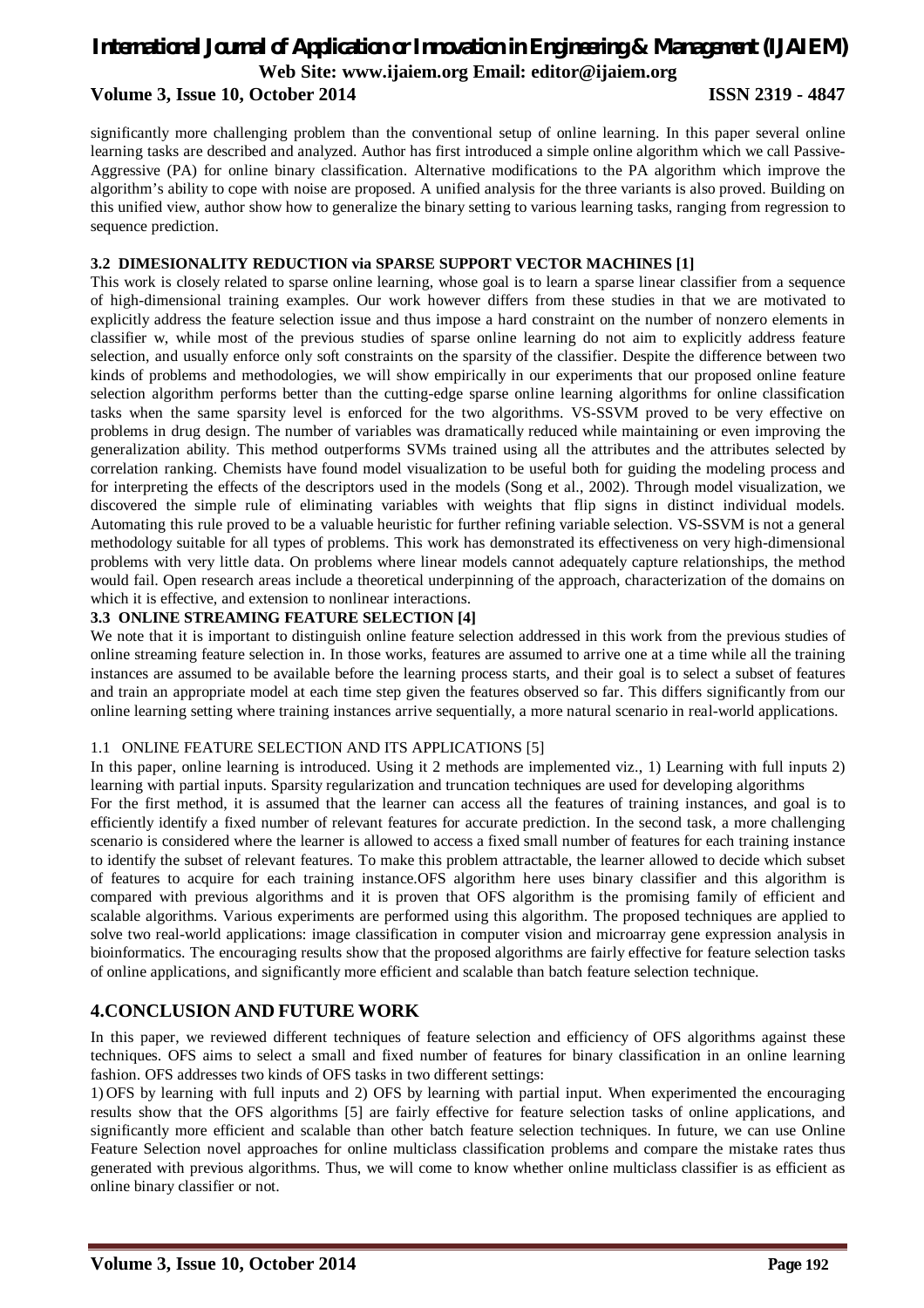significantly more challenging problem than the conventional setup of online learning. In this paper several online learning tasks are described and analyzed. Author has first introduced a simple online algorithm which we call Passive-Aggressive (PA) for online binary classification. Alternative modifications to the PA algorithm which improve the algorithm's ability to cope with noise are proposed. A unified analysis for the three variants is also proved. Building on this unified view, author show how to generalize the binary setting to various learning tasks, ranging from regression to sequence prediction.

### 3.2 DIMESIONALITY REDUCTION via SPARSE SUPPORT VECTOR MACHINES [1]

This work is closely related to sparse online learning, whose goal is to learn a sparse linear classifier from a sequence of high-dimensional training examples. Our work however differs from these studies in that we are motivated to explicitly address the feature selection issue and thus impose a hard constraint on the number of nonzero elements in classifier w, while most of the previous studies of sparse online learning do not aim to explicitly address feature selection, and usually enforce only soft constraints on the sparsity of the classifier. Despite the difference between two kinds of problems and methodologies, we will show empirically in our experiments that our proposed online feature selection algorithm performs better than the cutting-edge sparse online learning algorithms for online classification tasks when the same sparsity level is enforced for the two algorithms. VS-SSVM proved to be very effective on problems in drug design. The number of variables was dramatically reduced while maintaining or even improving the generalization ability. This method outperforms SVMs trained using all the attributes and the attributes selected by correlation ranking. Chemists have found model visualization to be useful both for guiding the modeling process and for interpreting the effects of the descriptors used in the models (Song et al., 2002). Through model visualization, we discovered the simple rule of eliminating variables with weights that flip signs in distinct individual models. Automating this rule proved to be a valuable heuristic for further refining variable selection. VS-SSVM is not a general methodology suitable for all types of problems. This work has demonstrated its effectiveness on very high-dimensional problems with very little data. On problems where linear models cannot adequately capture relationships, the method would fail. Open research areas include a theoretical underpinning of the approach, characterization of the domains on which it is effective, and extension to nonlinear interactions.

### 3.3 ONLINE STREAMING FEATURE SELECTION [4]

We note that it is important to distinguish online feature selection addressed in this work from the previous studies of online streaming feature selection in. In those works, features are assumed to arrive one at a time while all the training instances are assumed to be available before the learning process starts, and their goal is to select a subset of features and train an appropriate model at each time step given the features observed so far. This differs significantly from our online learning setting where training instances arrive sequentially, a more natural scenario in real-world applications.

### 1.1 ONLINE FEATURE SELECTION AND ITS APPLICATIONS [5]

In this paper, online learning is introduced. Using it 2 methods are implemented viz., 1) Learning with full inputs 2) learning with partial inputs. Sparsity regularization and truncation techniques are used for developing algorithms

For the first method, it is assumed that the learner can access all the features of training instances, and goal is to efficiently identify a fixed number of relevant features for accurate prediction. In the second task, a more challenging scenario is considered where the learner is allowed to access a fixed small number of features for each training instance to identify the subset of relevant features. To make this problem attractable, the learner allowed to decide which subset of features to acquire for each training instance.OFS algorithm here uses binary classifier and this algorithm is compared with previous algorithms and it is proven that OFS algorithm is the promising family of efficient and scalable algorithms. Various experiments are performed using this algorithm. The proposed techniques are applied to solve two real-world applications: image classification in computer vision and microarray gene expression analysis in bioinformatics. The encouraging results show that the proposed algorithms are fairly effective for feature selection tasks of online applications, and significantly more efficient and scalable than batch feature selection technique.

## 4.CONCLUSION AND FUTURE WORK

In this paper, we reviewed different techniques of feature selection and efficiency of OFS algorithms against these techniques. OFS aims to select a small and fixed number of features for binary classification in an online learning fashion. OFS addresses two kinds of OFS tasks in two different settings:

1) OFS by learning with full inputs and 2) OFS by learning with partial input. When experimented the encouraging results show that the OFS algorithms [5] are fairly effective for feature selection tasks of online applications, and significantly more efficient and scalable than other batch feature selection techniques. In future, we can use Online Feature Selection novel approaches for online multiclass classification problems and compare the mistake rates thus generated with previous algorithms. Thus, we will come to know whether online multiclass classifier is as efficient as online binary classifier or not.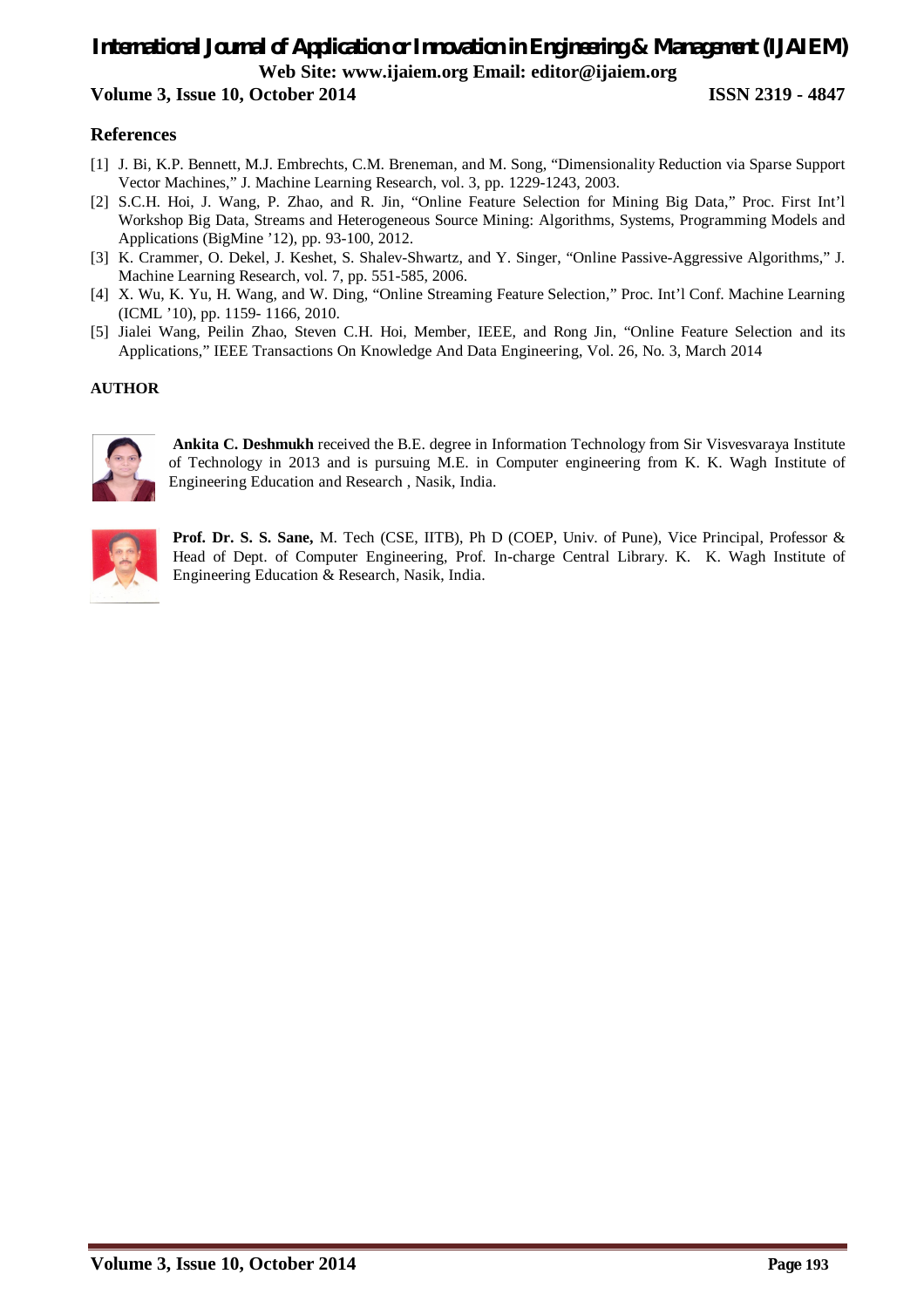## References

[1] J. Bi, K.P. Bennett, M.J. Embrechts, C.M. Breneman, and M. Song, "Dimensionality Reduction via Sparse Support Vector Machines," J. Machine Learning Research, vol. 3, pp. 1229-1243, 2003.

[2] S.C.H. Hoi, J. Wang, P. Zhao, and R. Jin, "Online Feature Selection for Mining Big Data," Proc. First Int'l Workshop Big Data, Streams and Heterogeneous Source Mining: Algorithms, Systems, Programming Models and Applications (BigMine '12), pp. 93-100, 2012.

[3] K. Crammer, O. Dekel, J. Keshet, S. Shalev-Shwartz, and Y. Singer, "Online Passive-Aggressive Algorithms," J. Machine Learning Research, vol. 7, pp. 551-585, 2006.

[4] X. Wu, K. Yu, H. Wang, and W. Ding, "Online Streaming Feature Selection," Proc. Int'l Conf. Machine Learning (ICML '10), pp. 1159- 1166, 2010.

[5] Jialei Wang, Peilin Zhao, Steven C.H. Hoi, Member, IEEE, and Rong Jin, "Online Feature Selection and its Applications," IEEE Transactions On Knowledge And Data Engineering, Vol. 26, No. 3, March 2014

**AUTHOR**

**Ankita C. Deshmukh** received the B.E. degree in Information Technology from Sir Visvesvaraya Institute of Technology in 2013 and is pursuing M.E. in Computer engineering from K. K. Wagh Institute of Engineering Education and Research , Nasik, India.

**Prof. Dr. S. S. Sane,** M. Tech (CSE, IITB), Ph D (COEP, Univ. of Pune), Vice Principal, Professor & Head of Dept. of Computer Engineering, Prof. In-charge Central Library. K. K. Wagh Institute of Engineering Education & Research, Nasik, India.